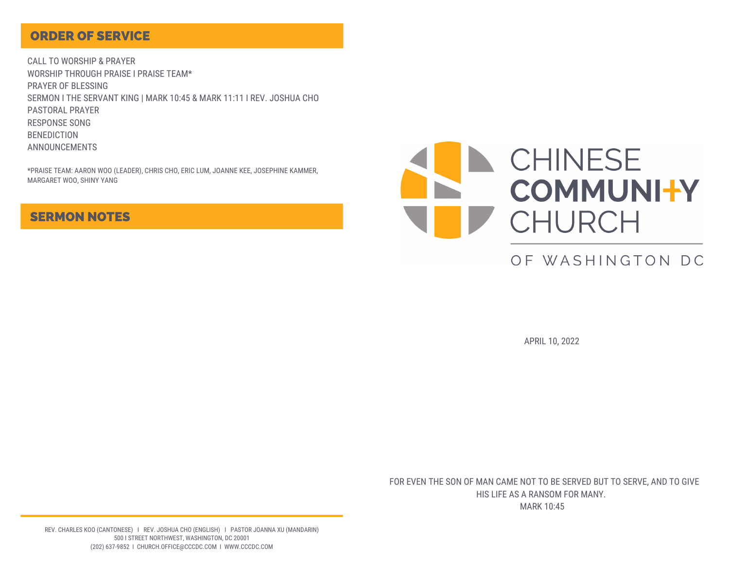## ORDER OF SERVICE

CALL TO WORSHIP & PRAYER
WORSHIP THROUGH PRAISE I PRAISE TEAM*
PRAYER OF BLESSING
SERMON I THE SERVANT KING | MARK 10:45 & MARK 11:11 I REV. JOSHUA CHO
PASTORAL PRAYER
RESPONSE SONG
BENEDICTION
ANNOUNCEMENTS

*PRAISE TEAM: AARON WOO (LEADER), CHRIS CHO, ERIC LUM, JOANNE KEE, JOSEPHINE KAMMER, MARGARET WOO, SHINY YANG

## SERMON NOTES

REV. CHARLES KOO (CANTONESE) I REV. JOSHUA CHO (ENGLISH) I PASTOR JOANNA XU (MANDARIN)
500 I STREET NORTHWEST, WASHINGTON, DC 20001
(202) 637-9852 I CHURCH.OFFICE@CCCDC.COM I WWW.CCCDC.COM

# CHINESE COMMUNITY CHURCH

OF WASHINGTON DC

APRIL 10, 2022

FOR EVEN THE SON OF MAN CAME NOT TO BE SERVED BUT TO SERVE, AND TO GIVE HIS LIFE AS A RANSOM FOR MANY.
MARK 10:45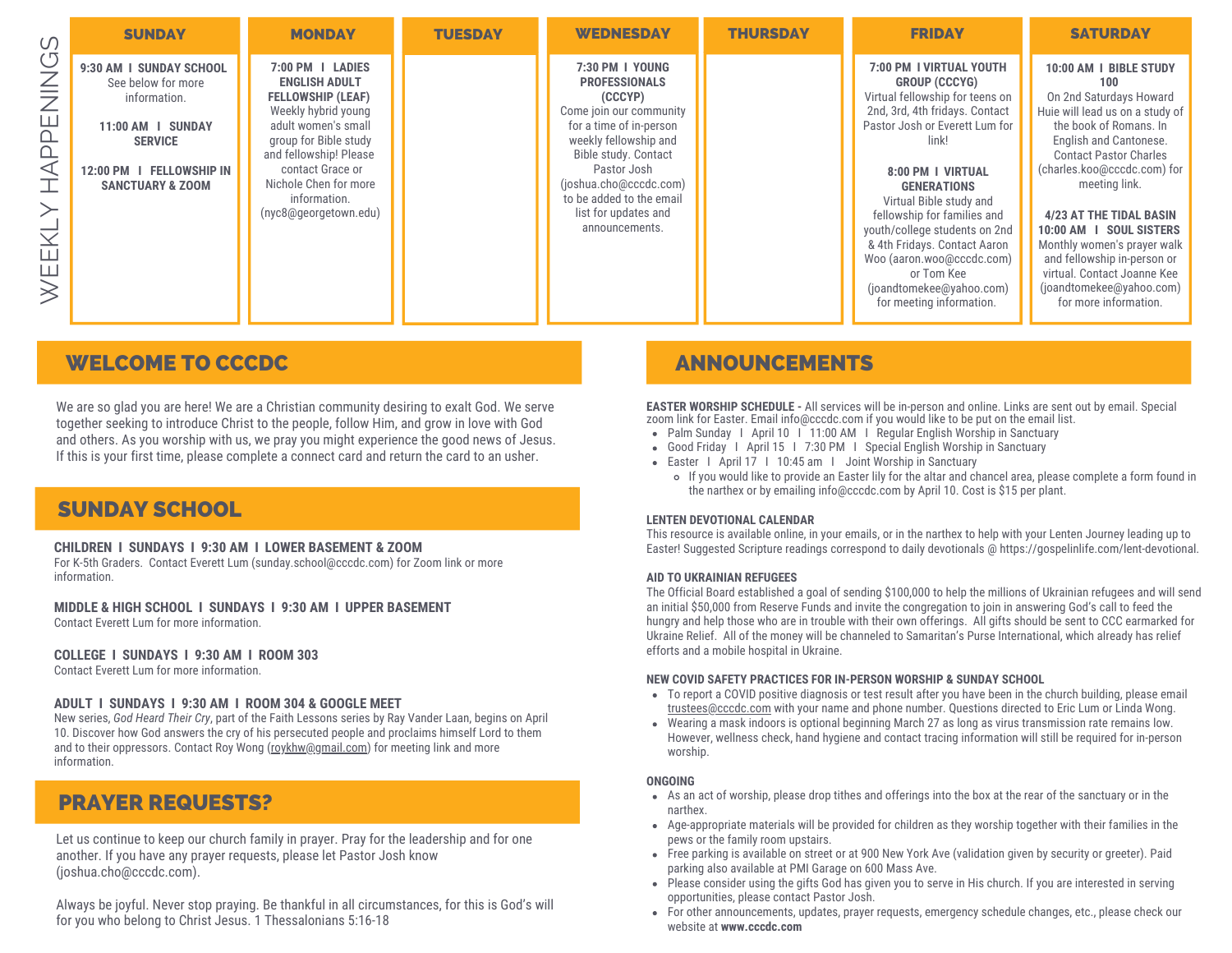# WEEKLY HAPPENINGS

## SUNDAY

**9:30 AM I SUNDAY SCHOOL**
See below for more information.

**11:00 AM I SUNDAY SERVICE**

**12:00 PM I FELLOWSHIP IN SANCTUARY & ZOOM**

## MONDAY

**7:00 PM I LADIES ENGLISH ADULT FELLOWSHIP (LEAF)**
Weekly hybrid young adult women's small group for Bible study and fellowship! Please contact Grace or Nichole Chen for more information. (nyc8@georgetown.edu)

## TUESDAY

## WEDNESDAY

**7:30 PM I YOUNG PROFESSIONALS (CCCYP)**
Come join our community for a time of in-person weekly fellowship and Bible study. Contact Pastor Josh (joshua.cho@cccdc.com) to be added to the email list for updates and announcements.

## THURSDAY

## FRIDAY

**7:00 PM I VIRTUAL YOUTH GROUP (CCCYG)**
Virtual fellowship for teens on 2nd, 3rd, 4th fridays. Contact Pastor Josh or Everett Lum for link!

**8:00 PM I VIRTUAL GENERATIONS**
Virtual Bible study and fellowship for families and youth/college students on 2nd & 4th Fridays. Contact Aaron Woo (aaron.woo@cccdc.com) or Tom Kee (joandtomekee@yahoo.com) for meeting information.

## SATURDAY

**10:00 AM I BIBLE STUDY 100**
On 2nd Saturdays Howard Huie will lead us on a study of the book of Romans. In English and Cantonese. Contact Pastor Charles (charles.koo@cccdc.com) for meeting link.

**4/23 AT THE TIDAL BASIN**
**10:00 AM I SOUL SISTERS**
Monthly women's prayer walk and fellowship in-person or virtual. Contact Joanne Kee (joandtomekee@yahoo.com) for more information.

# WELCOME TO CCCDC

We are so glad you are here! We are a Christian community desiring to exalt God. We serve together seeking to introduce Christ to the people, follow Him, and grow in love with God and others. As you worship with us, we pray you might experience the good news of Jesus. If this is your first time, please complete a connect card and return the card to an usher.

# SUNDAY SCHOOL

**CHILDREN I SUNDAYS I 9:30 AM I LOWER BASEMENT & ZOOM**
For K-5th Graders. Contact Everett Lum (sunday.school@cccdc.com) for Zoom link or more information.

**MIDDLE & HIGH SCHOOL I SUNDAYS I 9:30 AM I UPPER BASEMENT**
Contact Everett Lum for more information.

**COLLEGE I SUNDAYS I 9:30 AM I ROOM 303**
Contact Everett Lum for more information.

**ADULT I SUNDAYS I 9:30 AM I ROOM 304 & GOOGLE MEET**
New series, *God Heard Their Cry*, part of the Faith Lessons series by Ray Vander Laan, begins on April 10. Discover how God answers the cry of his persecuted people and proclaims himself Lord to them and to their oppressors. Contact Roy Wong (roykhw@gmail.com) for meeting link and more information.

# PRAYER REQUESTS?

Let us continue to keep our church family in prayer. Pray for the leadership and for one another. If you have any prayer requests, please let Pastor Josh know (joshua.cho@cccdc.com).

Always be joyful. Never stop praying. Be thankful in all circumstances, for this is God's will for you who belong to Christ Jesus. 1 Thessalonians 5:16-18

# ANNOUNCEMENTS

**EASTER WORSHIP SCHEDULE -** All services will be in-person and online. Links are sent out by email. Special zoom link for Easter. Email info@cccdc.com if you would like to be put on the email list.

- Palm Sunday I April 10 I 11:00 AM I Regular English Worship in Sanctuary
- Good Friday I April 15 I 7:30 PM I Special English Worship in Sanctuary
- Easter I April 17 I 10:45 am I Joint Worship in Sanctuary
  - If you would like to provide an Easter lily for the altar and chancel area, please complete a form found in the narthex or by emailing info@cccdc.com by April 10. Cost is $15 per plant.

**LENTEN DEVOTIONAL CALENDAR**
This resource is available online, in your emails, or in the narthex to help with your Lenten Journey leading up to Easter! Suggested Scripture readings correspond to daily devotionals @ https://gospelinlife.com/lent-devotional.

**AID TO UKRAINIAN REFUGEES**
The Official Board established a goal of sending $100,000 to help the millions of Ukrainian refugees and will send an initial $50,000 from Reserve Funds and invite the congregation to join in answering God's call to feed the hungry and help those who are in trouble with their own offerings. All gifts should be sent to CCC earmarked for Ukraine Relief. All of the money will be channeled to Samaritan's Purse International, which already has relief efforts and a mobile hospital in Ukraine.

**NEW COVID SAFETY PRACTICES FOR IN-PERSON WORSHIP & SUNDAY SCHOOL**

- To report a COVID positive diagnosis or test result after you have been in the church building, please email trustees@cccdc.com with your name and phone number. Questions directed to Eric Lum or Linda Wong.
- Wearing a mask indoors is optional beginning March 27 as long as virus transmission rate remains low. However, wellness check, hand hygiene and contact tracing information will still be required for in-person worship.

**ONGOING**

- As an act of worship, please drop tithes and offerings into the box at the rear of the sanctuary or in the narthex.
- Age-appropriate materials will be provided for children as they worship together with their families in the pews or the family room upstairs.
- Free parking is available on street or at 900 New York Ave (validation given by security or greeter). Paid parking also available at PMI Garage on 600 Mass Ave.
- Please consider using the gifts God has given you to serve in His church. If you are interested in serving opportunities, please contact Pastor Josh.
- For other announcements, updates, prayer requests, emergency schedule changes, etc., please check our website at **www.cccdc.com**